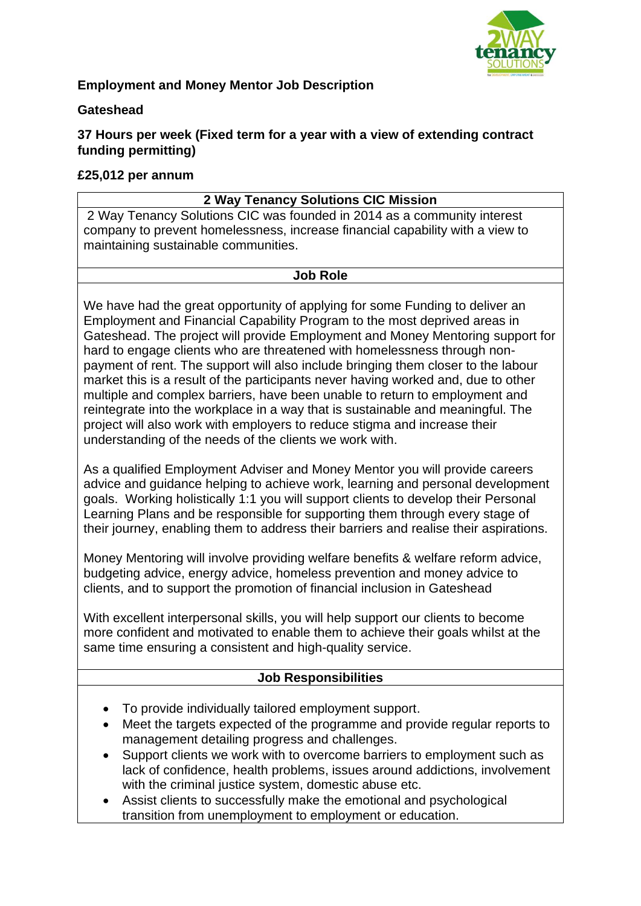# Employment and Money Mentor Job Description

**Gateshead**

**37 Hours per week (Fixed term for a year with a view of extending contract funding permitting)**

**£25,012 per annum**

## 2 Way Tenancy Solutions CIC Mission

2 Way Tenancy Solutions CIC was founded in 2014 as a community interest company to prevent homelessness, increase financial capability with a view to maintaining sustainable communities.

## Job Role

We have had the great opportunity of applying for some Funding to deliver an Employment and Financial Capability Program to the most deprived areas in Gateshead. The project will provide Employment and Money Mentoring support for hard to engage clients who are threatened with homelessness through non-payment of rent. The support will also include bringing them closer to the labour market this is a result of the participants never having worked and, due to other multiple and complex barriers, have been unable to return to employment and reintegrate into the workplace in a way that is sustainable and meaningful. The project will also work with employers to reduce stigma and increase their understanding of the needs of the clients we work with.

As a qualified Employment Adviser and Money Mentor you will provide careers advice and guidance helping to achieve work, learning and personal development goals. Working holistically 1:1 you will support clients to develop their Personal Learning Plans and be responsible for supporting them through every stage of their journey, enabling them to address their barriers and realise their aspirations.

Money Mentoring will involve providing welfare benefits & welfare reform advice, budgeting advice, energy advice, homeless prevention and money advice to clients, and to support the promotion of financial inclusion in Gateshead

With excellent interpersonal skills, you will help support our clients to become more confident and motivated to enable them to achieve their goals whilst at the same time ensuring a consistent and high-quality service.

## Job Responsibilities

- To provide individually tailored employment support.
- Meet the targets expected of the programme and provide regular reports to management detailing progress and challenges.
- Support clients we work with to overcome barriers to employment such as lack of confidence, health problems, issues around addictions, involvement with the criminal justice system, domestic abuse etc.
- Assist clients to successfully make the emotional and psychological transition from unemployment to employment or education.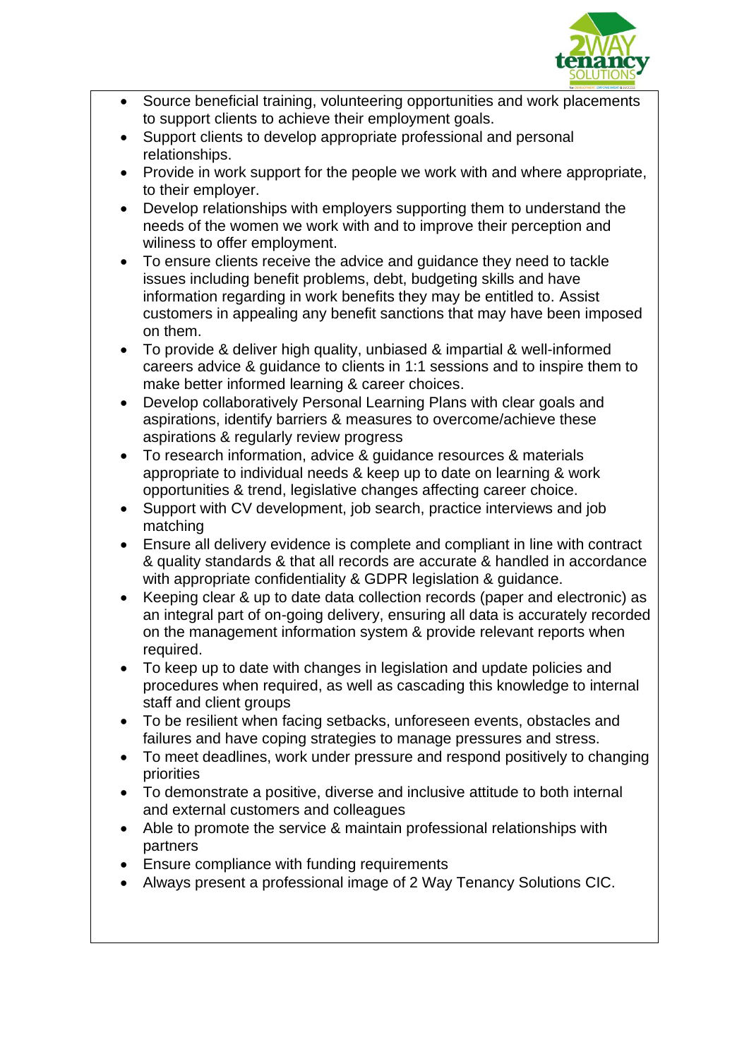- Source beneficial training, volunteering opportunities and work placements to support clients to achieve their employment goals.
- Support clients to develop appropriate professional and personal relationships.
- Provide in work support for the people we work with and where appropriate, to their employer.
- Develop relationships with employers supporting them to understand the needs of the women we work with and to improve their perception and wiliness to offer employment.
- To ensure clients receive the advice and guidance they need to tackle issues including benefit problems, debt, budgeting skills and have information regarding in work benefits they may be entitled to. Assist customers in appealing any benefit sanctions that may have been imposed on them.
- To provide & deliver high quality, unbiased & impartial & well-informed careers advice & guidance to clients in 1:1 sessions and to inspire them to make better informed learning & career choices.
- Develop collaboratively Personal Learning Plans with clear goals and aspirations, identify barriers & measures to overcome/achieve these aspirations & regularly review progress
- To research information, advice & guidance resources & materials appropriate to individual needs & keep up to date on learning & work opportunities & trend, legislative changes affecting career choice.
- Support with CV development, job search, practice interviews and job matching
- Ensure all delivery evidence is complete and compliant in line with contract & quality standards & that all records are accurate & handled in accordance with appropriate confidentiality & GDPR legislation & guidance.
- Keeping clear & up to date data collection records (paper and electronic) as an integral part of on-going delivery, ensuring all data is accurately recorded on the management information system & provide relevant reports when required.
- To keep up to date with changes in legislation and update policies and procedures when required, as well as cascading this knowledge to internal staff and client groups
- To be resilient when facing setbacks, unforeseen events, obstacles and failures and have coping strategies to manage pressures and stress.
- To meet deadlines, work under pressure and respond positively to changing priorities
- To demonstrate a positive, diverse and inclusive attitude to both internal and external customers and colleagues
- Able to promote the service & maintain professional relationships with partners
- Ensure compliance with funding requirements
- Always present a professional image of 2 Way Tenancy Solutions CIC.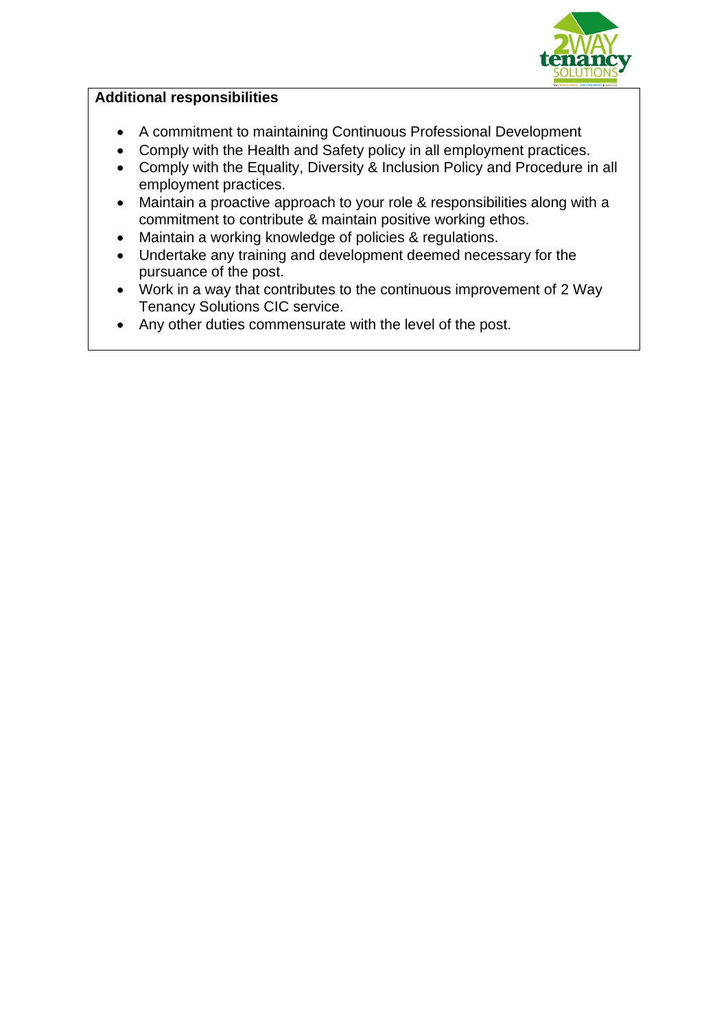**Additional responsibilities**

- A commitment to maintaining Continuous Professional Development
- Comply with the Health and Safety policy in all employment practices.
- Comply with the Equality, Diversity & Inclusion Policy and Procedure in all employment practices.
- Maintain a proactive approach to your role & responsibilities along with a commitment to contribute & maintain positive working ethos.
- Maintain a working knowledge of policies & regulations.
- Undertake any training and development deemed necessary for the pursuance of the post.
- Work in a way that contributes to the continuous improvement of 2 Way Tenancy Solutions CIC service.
- Any other duties commensurate with the level of the post.